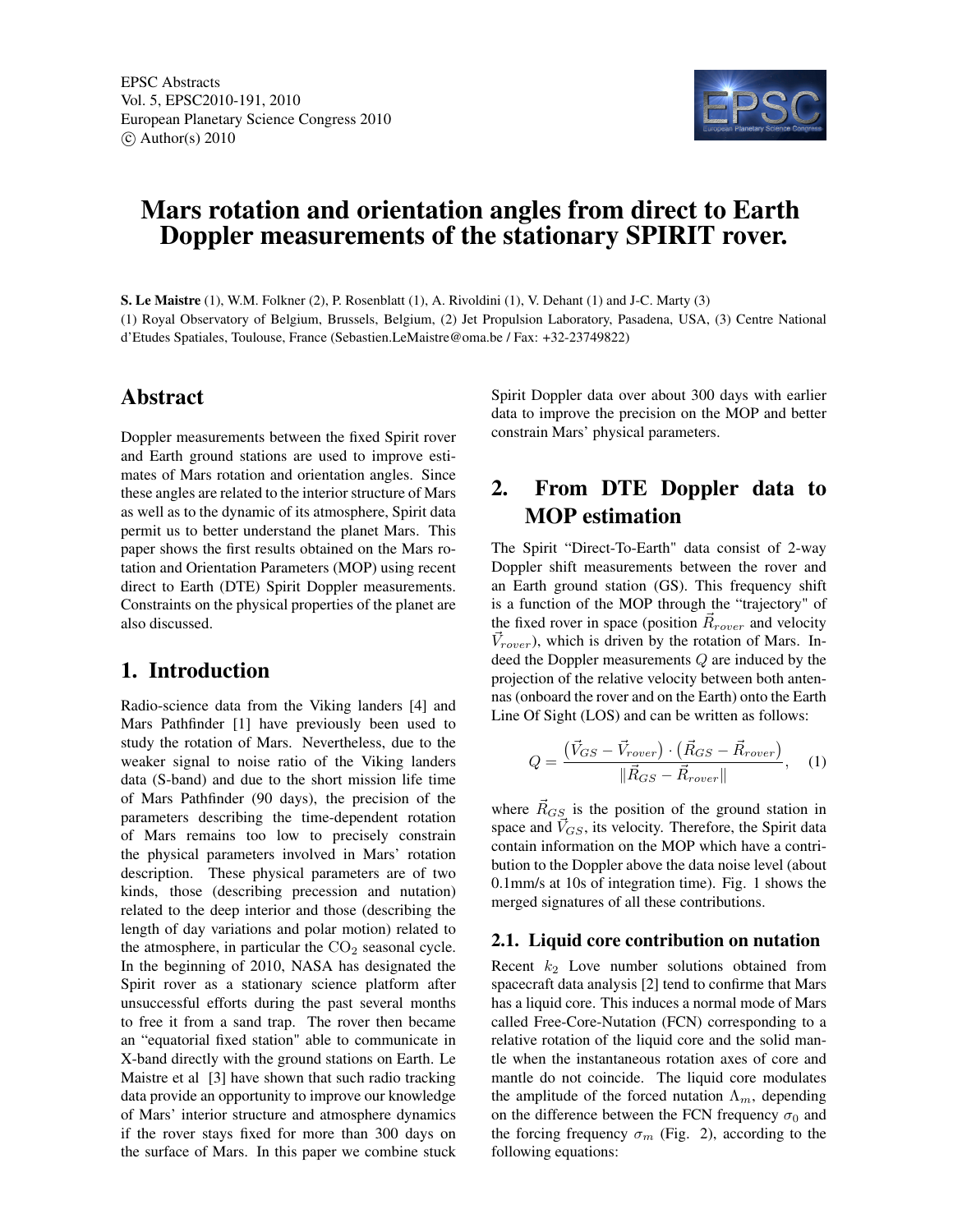# Mars rotation and orientation angles from direct to Earth Doppler measurements of the stationary SPIRIT rover.

**S. Le Maistre** (1), W.M. Folkner (2), P. Rosenblatt (1), A. Rivoldini (1), V. Dehant (1) and J-C. Marty (3)

(1) Royal Observatory of Belgium, Brussels, Belgium, (2) Jet Propulsion Laboratory, Pasadena, USA, (3) Centre National d'Etudes Spatiales, Toulouse, France (Sebastien.LeMaistre@oma.be / Fax: +32-23749822)

## Abstract

Doppler measurements between the fixed Spirit rover and Earth ground stations are used to improve estimates of Mars rotation and orientation angles. Since these angles are related to the interior structure of Mars as well as to the dynamic of its atmosphere, Spirit data permit us to better understand the planet Mars. This paper shows the first results obtained on the Mars rotation and Orientation Parameters (MOP) using recent direct to Earth (DTE) Spirit Doppler measurements. Constraints on the physical properties of the planet are also discussed.

## 1. Introduction

Radio-science data from the Viking landers [4] and Mars Pathfinder [1] have previously been used to study the rotation of Mars. Nevertheless, due to the weaker signal to noise ratio of the Viking landers data (S-band) and due to the short mission life time of Mars Pathfinder (90 days), the precision of the parameters describing the time-dependent rotation of Mars remains too low to precisely constrain the physical parameters involved in Mars' rotation description. These physical parameters are of two kinds, those (describing precession and nutation) related to the deep interior and those (describing the length of day variations and polar motion) related to the atmosphere, in particular the $CO_2$ seasonal cycle. In the beginning of 2010, NASA has designated the Spirit rover as a stationary science platform after unsuccessful efforts during the past several months to free it from a sand trap. The rover then became an "equatorial fixed station" able to communicate in X-band directly with the ground stations on Earth. Le Maistre et al [3] have shown that such radio tracking data provide an opportunity to improve our knowledge of Mars' interior structure and atmosphere dynamics if the rover stays fixed for more than 300 days on the surface of Mars. In this paper we combine stuck Spirit Doppler data over about 300 days with earlier data to improve the precision on the MOP and better constrain Mars' physical parameters.

## 2. From DTE Doppler data to MOP estimation

The Spirit "Direct-To-Earth" data consist of 2-way Doppler shift measurements between the rover and an Earth ground station (GS). This frequency shift is a function of the MOP through the "trajectory" of the fixed rover in space (position $\vec{R}_{rover}$ and velocity $\vec{V}_{rover}$), which is driven by the rotation of Mars. Indeed the Doppler measurements $Q$ are induced by the projection of the relative velocity between both antennas (onboard the rover and on the Earth) onto the Earth Line Of Sight (LOS) and can be written as follows:

$$Q = \frac{(\vec{V}_{GS} - \vec{V}_{rover}) \cdot (\vec{R}_{GS} - \vec{R}_{rover})}{\|\vec{R}_{GS} - \vec{R}_{rover}\|}, \quad (1)$$

where $\vec{R}_{GS}$ is the position of the ground station in space and $\vec{V}_{GS}$, its velocity. Therefore, the Spirit data contain information on the MOP which have a contribution to the Doppler above the data noise level (about 0.1mm/s at 10s of integration time). Fig. 1 shows the merged signatures of all these contributions.

### 2.1. Liquid core contribution on nutation

Recent $k_2$ Love number solutions obtained from spacecraft data analysis [2] tend to confirme that Mars has a liquid core. This induces a normal mode of Mars called Free-Core-Nutation (FCN) corresponding to a relative rotation of the liquid core and the solid mantle when the instantaneous rotation axes of core and mantle do not coincide. The liquid core modulates the amplitude of the forced nutation $\Lambda_m$, depending on the difference between the FCN frequency $\sigma_0$ and the forcing frequency $\sigma_m$ (Fig. 2), according to the following equations: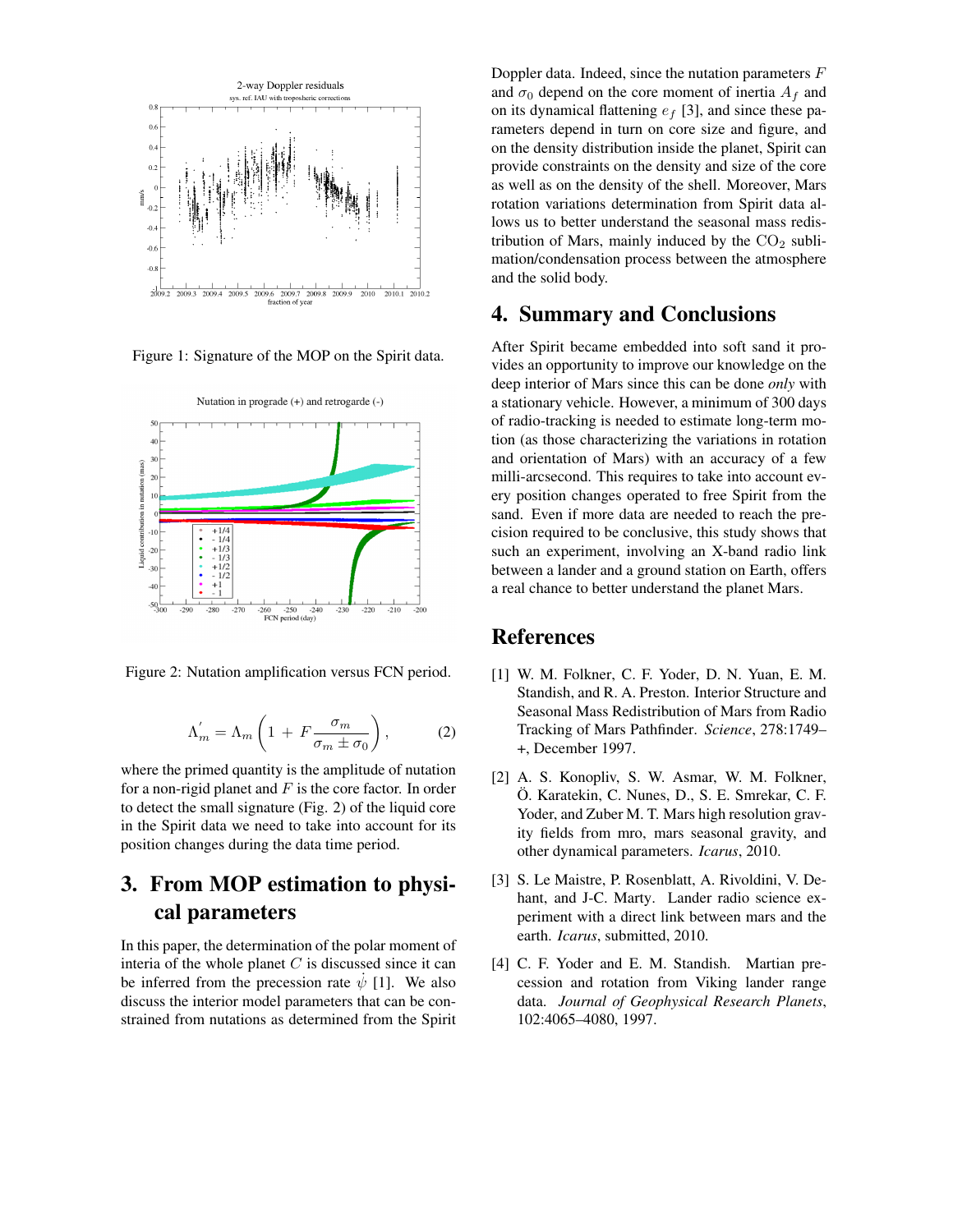2-way Doppler residuals

sys. ref. IAU with troposheric corrections

0.8
0.6
0.4
0.2
0
-0.2
-0.4
-0.6
-0.8
-1

mm/s

2009.2 2009.3 2009.4 2009.5 2009.6 2009.7 2009.8 2009.9 2010 2010.1 2010.2

fraction of year

Figure 1: Signature of the MOP on the Spirit data.

Nutation in prograde (+) and retrogarde (-)

50
40
30
20
10
0
-10
-20
-30
-40
-50

Liquid contribution in nutation (mas)

+1/4
- 1/4
+1/3
- 1/3
+1/2
- 1/2
+1
- 1

-300 -290 -280 -270 -260 -250 -240 -230 -220 -210 -200

FCN period (day)

Figure 2: Nutation amplification versus FCN period.

$$\Lambda_m^{'} = \Lambda_m \left(1 + F\frac{\sigma_m}{\sigma_m \pm \sigma_0}\right), \tag{2}$$

where the primed quantity is the amplitude of nutation for a non-rigid planet and $F$ is the core factor. In order to detect the small signature (Fig. 2) of the liquid core in the Spirit data we need to take into account for its position changes during the data time period.

## 3. From MOP estimation to physical parameters

In this paper, the determination of the polar moment of interia of the whole planet $C$ is discussed since it can be inferred from the precession rate $\dot{\psi}$ [1]. We also discuss the interior model parameters that can be constrained from nutations as determined from the Spirit Doppler data. Indeed, since the nutation parameters $F$ and $\sigma_0$ depend on the core moment of inertia $A_f$ and on its dynamical flattening $e_f$ [3], and since these parameters depend in turn on core size and figure, and on the density distribution inside the planet, Spirit can provide constraints on the density and size of the core as well as on the density of the shell. Moreover, Mars rotation variations determination from Spirit data allows us to better understand the seasonal mass redistribution of Mars, mainly induced by the $CO_2$ sublimation/condensation process between the atmosphere and the solid body.

## 4. Summary and Conclusions

After Spirit became embedded into soft sand it provides an opportunity to improve our knowledge on the deep interior of Mars since this can be done *only* with a stationary vehicle. However, a minimum of 300 days of radio-tracking is needed to estimate long-term motion (as those characterizing the variations in rotation and orientation of Mars) with an accuracy of a few milli-arcsecond. This requires to take into account every position changes operated to free Spirit from the sand. Even if more data are needed to reach the precision required to be conclusive, this study shows that such an experiment, involving an X-band radio link between a lander and a ground station on Earth, offers a real chance to better understand the planet Mars.

## References

[1] W. M. Folkner, C. F. Yoder, D. N. Yuan, E. M. Standish, and R. A. Preston. Interior Structure and Seasonal Mass Redistribution of Mars from Radio Tracking of Mars Pathfinder. *Science*, 278:1749–+, December 1997.

[2] A. S. Konopliv, S. W. Asmar, W. M. Folkner, Ö. Karatekin, C. Nunes, D., S. E. Smrekar, C. F. Yoder, and Zuber M. T. Mars high resolution gravity fields from mro, mars seasonal gravity, and other dynamical parameters. *Icarus*, 2010.

[3] S. Le Maistre, P. Rosenblatt, A. Rivoldini, V. Dehant, and J-C. Marty. Lander radio science experiment with a direct link between mars and the earth. *Icarus*, submitted, 2010.

[4] C. F. Yoder and E. M. Standish. Martian precession and rotation from Viking lander range data. *Journal of Geophysical Research Planets*, 102:4065–4080, 1997.